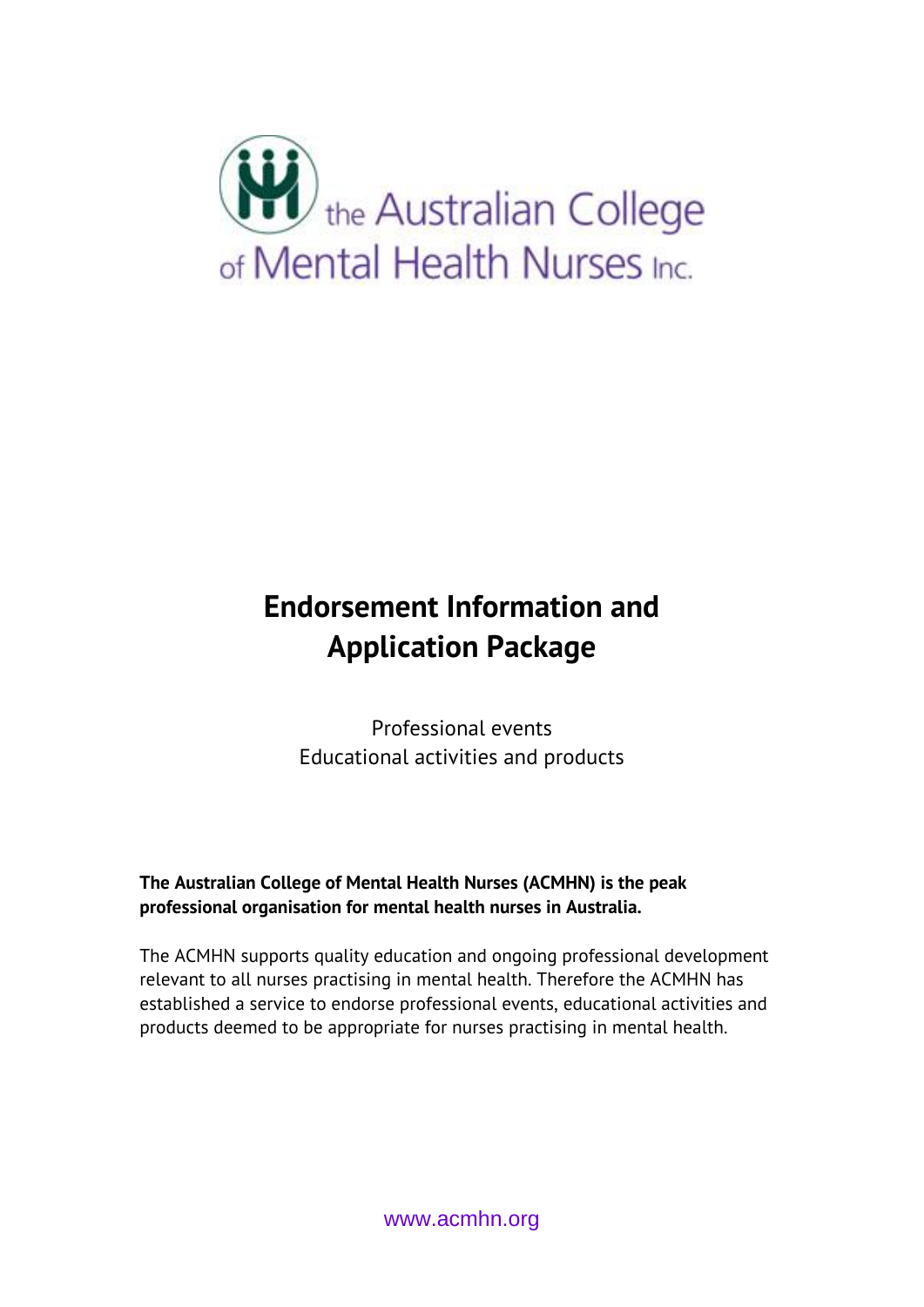the Australian College of Mental Health Nurses Inc.

# Endorsement Information and Application Package

Professional events
Educational activities and products

**The Australian College of Mental Health Nurses (ACMHN) is the peak professional organisation for mental health nurses in Australia.**

The ACMHN supports quality education and ongoing professional development relevant to all nurses practising in mental health. Therefore the ACMHN has established a service to endorse professional events, educational activities and products deemed to be appropriate for nurses practising in mental health.

www.acmhn.org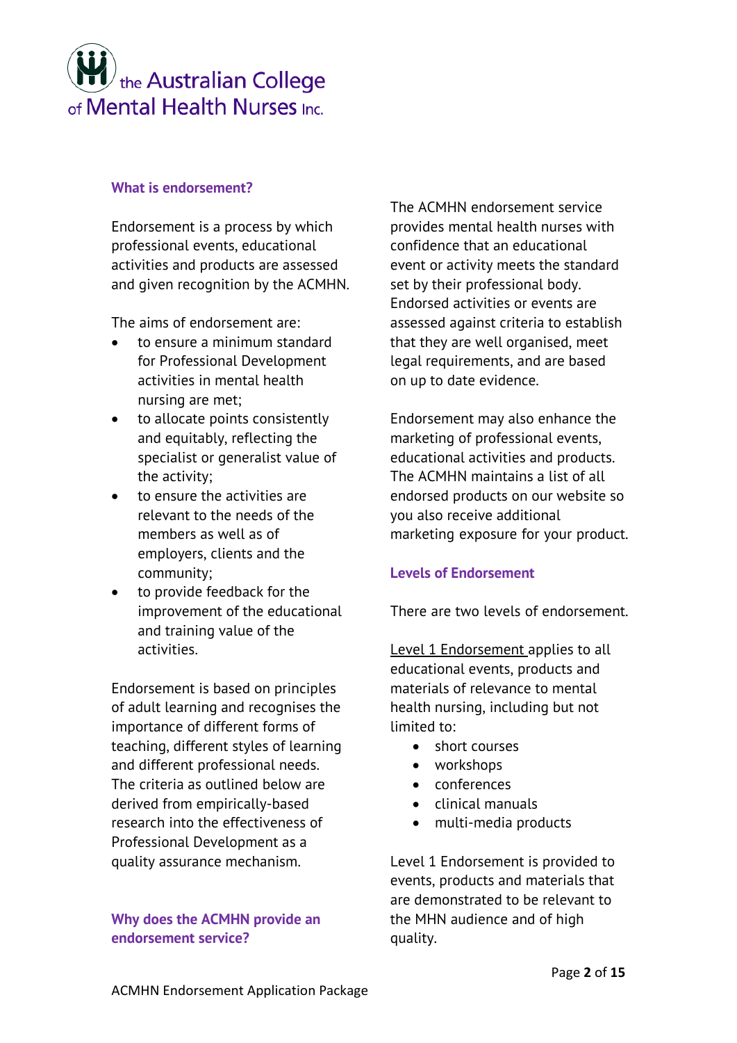### What is endorsement?

Endorsement is a process by which professional events, educational activities and products are assessed and given recognition by the ACMHN.

The aims of endorsement are:

- to ensure a minimum standard for Professional Development activities in mental health nursing are met;
- to allocate points consistently and equitably, reflecting the specialist or generalist value of the activity;
- to ensure the activities are relevant to the needs of the members as well as of employers, clients and the community;
- to provide feedback for the improvement of the educational and training value of the activities.

Endorsement is based on principles of adult learning and recognises the importance of different forms of teaching, different styles of learning and different professional needs. The criteria as outlined below are derived from empirically-based research into the effectiveness of Professional Development as a quality assurance mechanism.

### Why does the ACMHN provide an endorsement service?

The ACMHN endorsement service provides mental health nurses with confidence that an educational event or activity meets the standard set by their professional body. Endorsed activities or events are assessed against criteria to establish that they are well organised, meet legal requirements, and are based on up to date evidence.

Endorsement may also enhance the marketing of professional events, educational activities and products. The ACMHN maintains a list of all endorsed products on our website so you also receive additional marketing exposure for your product.

### Levels of Endorsement

There are two levels of endorsement.

Level 1 Endorsement applies to all educational events, products and materials of relevance to mental health nursing, including but not limited to:

- short courses
- workshops
- conferences
- clinical manuals
- multi-media products

Level 1 Endorsement is provided to events, products and materials that are demonstrated to be relevant to the MHN audience and of high quality.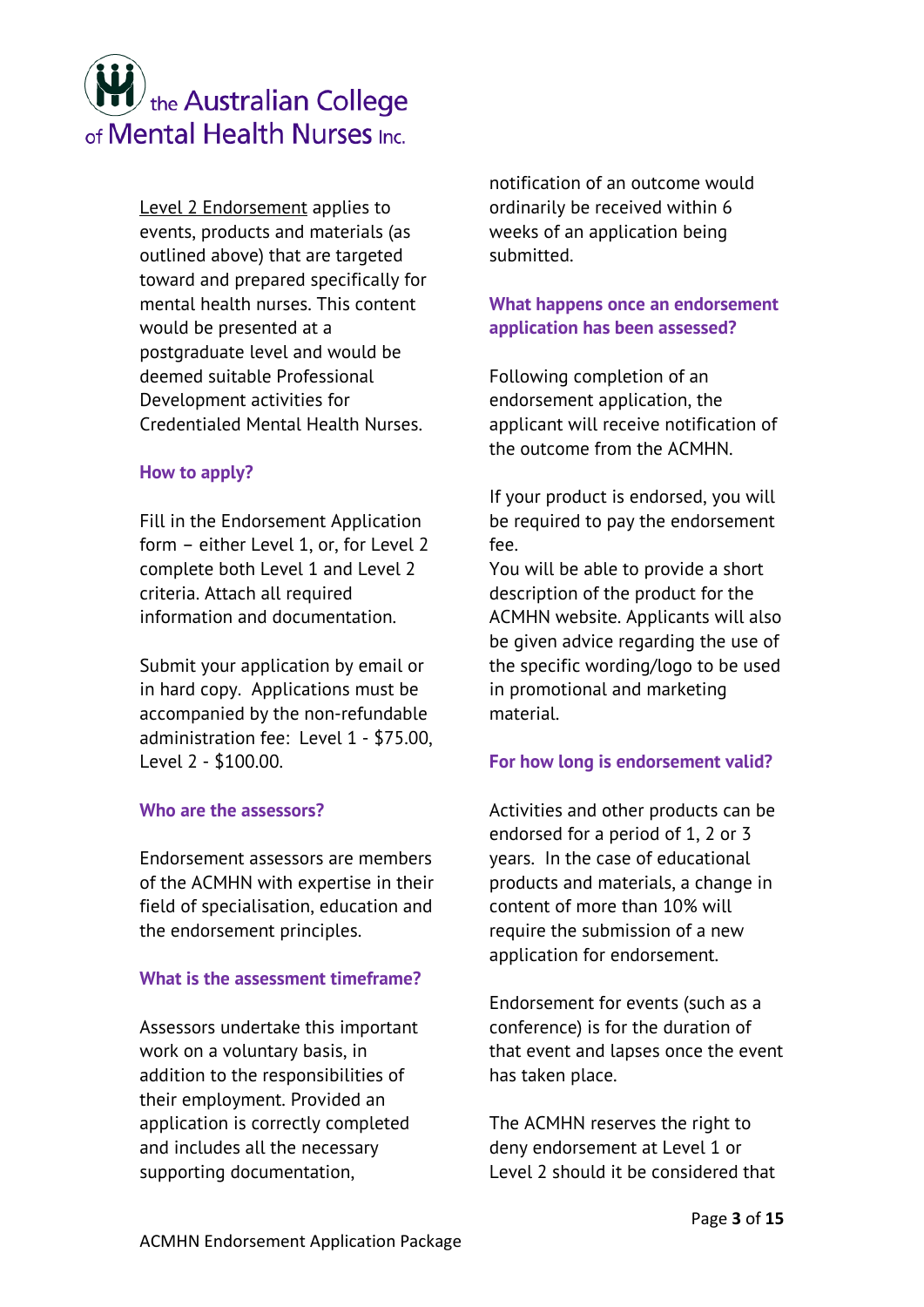Level 2 Endorsement applies to events, products and materials (as outlined above) that are targeted toward and prepared specifically for mental health nurses. This content would be presented at a postgraduate level and would be deemed suitable Professional Development activities for Credentialed Mental Health Nurses.

### How to apply?

Fill in the Endorsement Application form – either Level 1, or, for Level 2 complete both Level 1 and Level 2 criteria. Attach all required information and documentation.

Submit your application by email or in hard copy. Applications must be accompanied by the non-refundable administration fee: Level 1 - $75.00, Level 2 - $100.00.

### Who are the assessors?

Endorsement assessors are members of the ACMHN with expertise in their field of specialisation, education and the endorsement principles.

### What is the assessment timeframe?

Assessors undertake this important work on a voluntary basis, in addition to the responsibilities of their employment. Provided an application is correctly completed and includes all the necessary supporting documentation, notification of an outcome would ordinarily be received within 6 weeks of an application being submitted.

### What happens once an endorsement application has been assessed?

Following completion of an endorsement application, the applicant will receive notification of the outcome from the ACMHN.

If your product is endorsed, you will be required to pay the endorsement fee.
You will be able to provide a short description of the product for the ACMHN website. Applicants will also be given advice regarding the use of the specific wording/logo to be used in promotional and marketing material.

### For how long is endorsement valid?

Activities and other products can be endorsed for a period of 1, 2 or 3 years. In the case of educational products and materials, a change in content of more than 10% will require the submission of a new application for endorsement.

Endorsement for events (such as a conference) is for the duration of that event and lapses once the event has taken place.

The ACMHN reserves the right to deny endorsement at Level 1 or Level 2 should it be considered that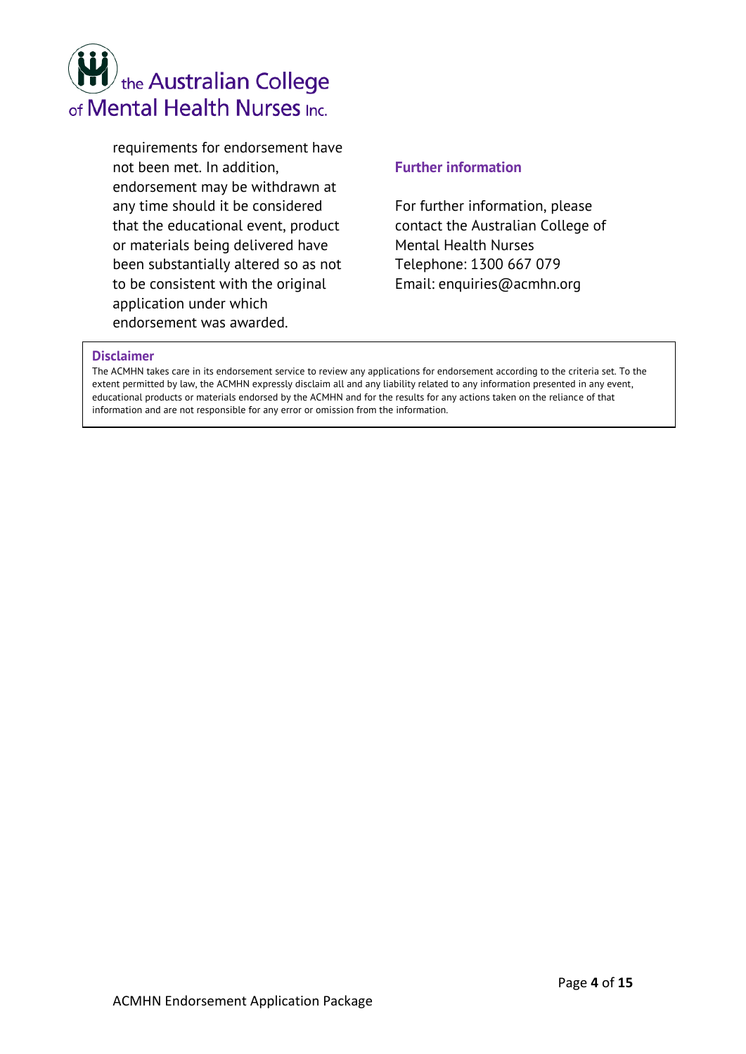requirements for endorsement have not been met. In addition, endorsement may be withdrawn at any time should it be considered that the educational event, product or materials being delivered have been substantially altered so as not to be consistent with the original application under which endorsement was awarded.

## Further information

For further information, please contact the Australian College of Mental Health Nurses
Telephone: 1300 667 079
Email: enquiries@acmhn.org

## Disclaimer

The ACMHN takes care in its endorsement service to review any applications for endorsement according to the criteria set. To the extent permitted by law, the ACMHN expressly disclaim all and any liability related to any information presented in any event, educational products or materials endorsed by the ACMHN and for the results for any actions taken on the reliance of that information and are not responsible for any error or omission from the information.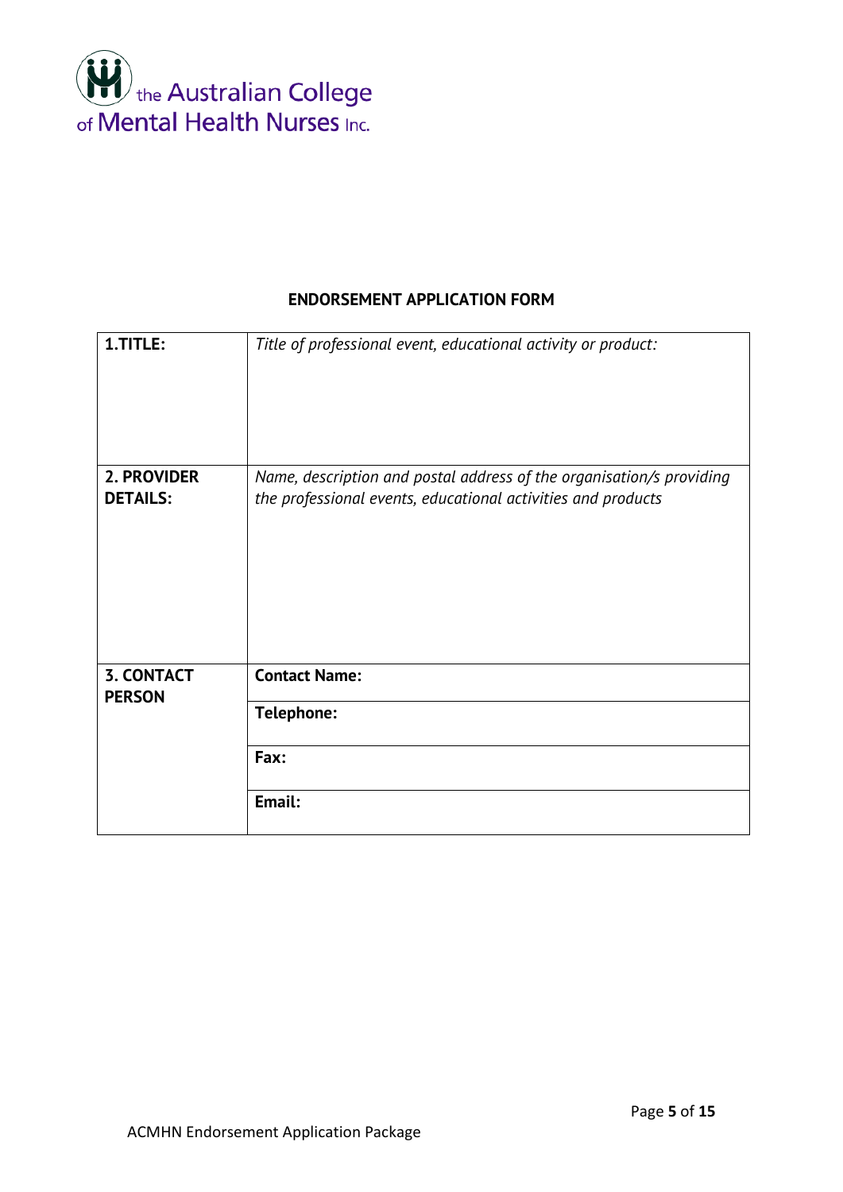the Australian College of Mental Health Nurses Inc.

## ENDORSEMENT APPLICATION FORM

| **1.TITLE:** | *Title of professional event, educational activity or product:* |
|---|---|
| **2. PROVIDER DETAILS:** | *Name, description and postal address of the organisation/s providing the professional events, educational activities and products* |
| **3. CONTACT PERSON** | **Contact Name:** |
| | **Telephone:** |
| | **Fax:** |
| | **Email:** |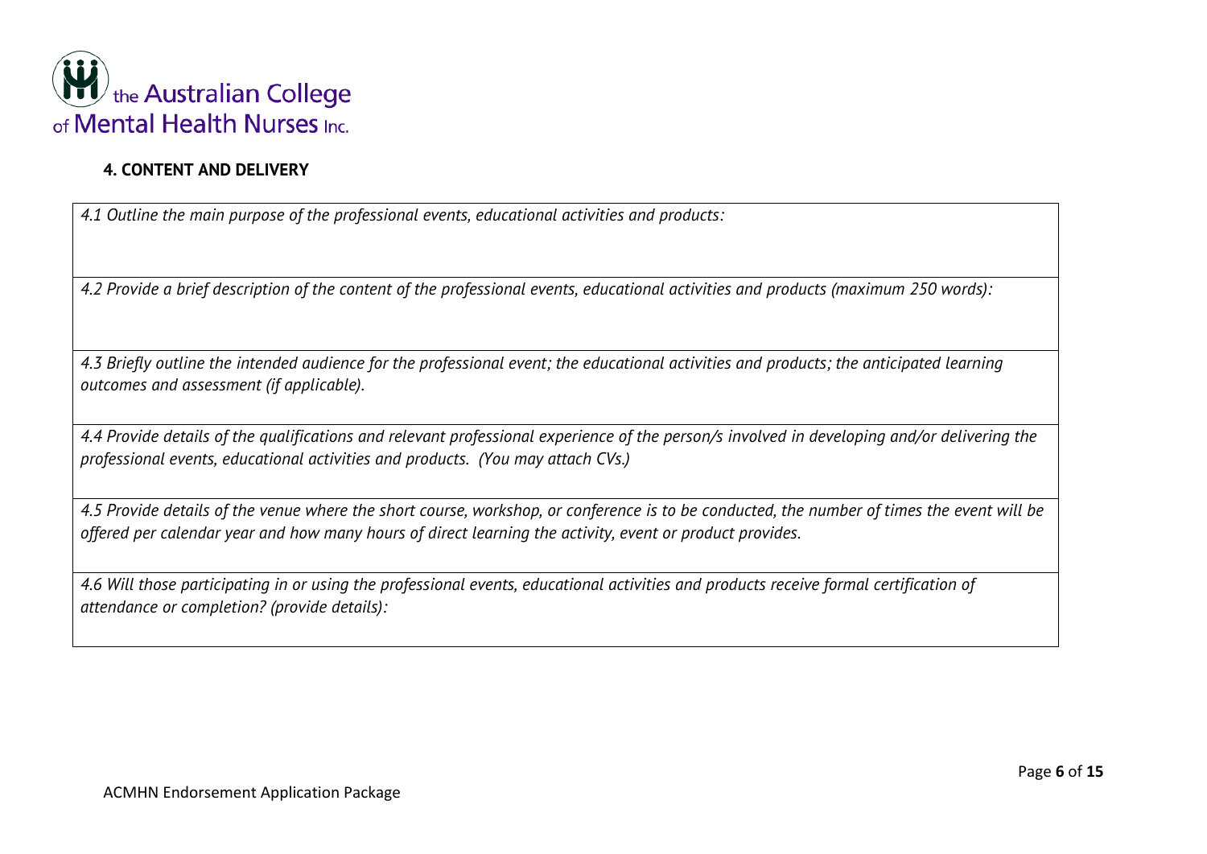## 4. CONTENT AND DELIVERY

| *4.1 Outline the main purpose of the professional events, educational activities and products:* |
|---|
| *4.2 Provide a brief description of the content of the professional events, educational activities and products (maximum 250 words):* |
| *4.3 Briefly outline the intended audience for the professional event; the educational activities and products; the anticipated learning outcomes and assessment (if applicable).* |
| *4.4 Provide details of the qualifications and relevant professional experience of the person/s involved in developing and/or delivering the professional events, educational activities and products. (You may attach CVs.)* |
| *4.5 Provide details of the venue where the short course, workshop, or conference is to be conducted, the number of times the event will be offered per calendar year and how many hours of direct learning the activity, event or product provides.* |
| *4.6 Will those participating in or using the professional events, educational activities and products receive formal certification of attendance or completion? (provide details):* |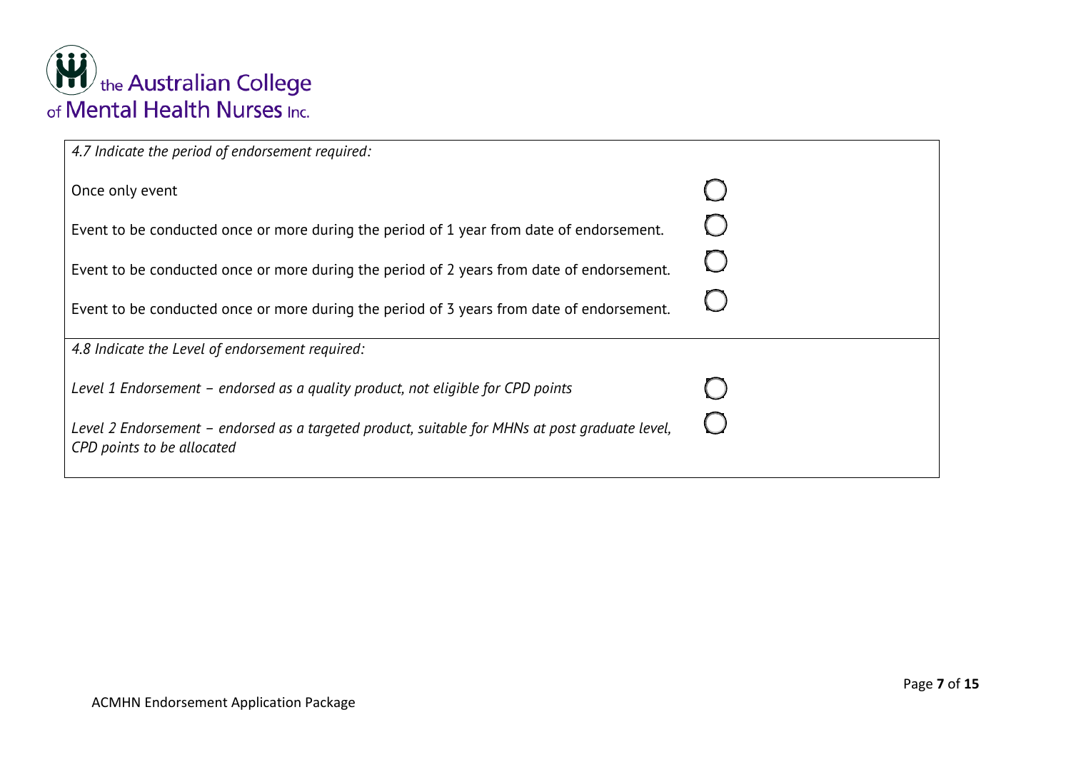*4.7 Indicate the period of endorsement required:*

- ◯ Once only event
- ◯ Event to be conducted once or more during the period of 1 year from date of endorsement.
- ◯ Event to be conducted once or more during the period of 2 years from date of endorsement.
- ◯ Event to be conducted once or more during the period of 3 years from date of endorsement.

*4.8 Indicate the Level of endorsement required:*

- ◯ *Level 1 Endorsement – endorsed as a quality product, not eligible for CPD points*
- ◯ *Level 2 Endorsement – endorsed as a targeted product, suitable for MHNs at post graduate level, CPD points to be allocated*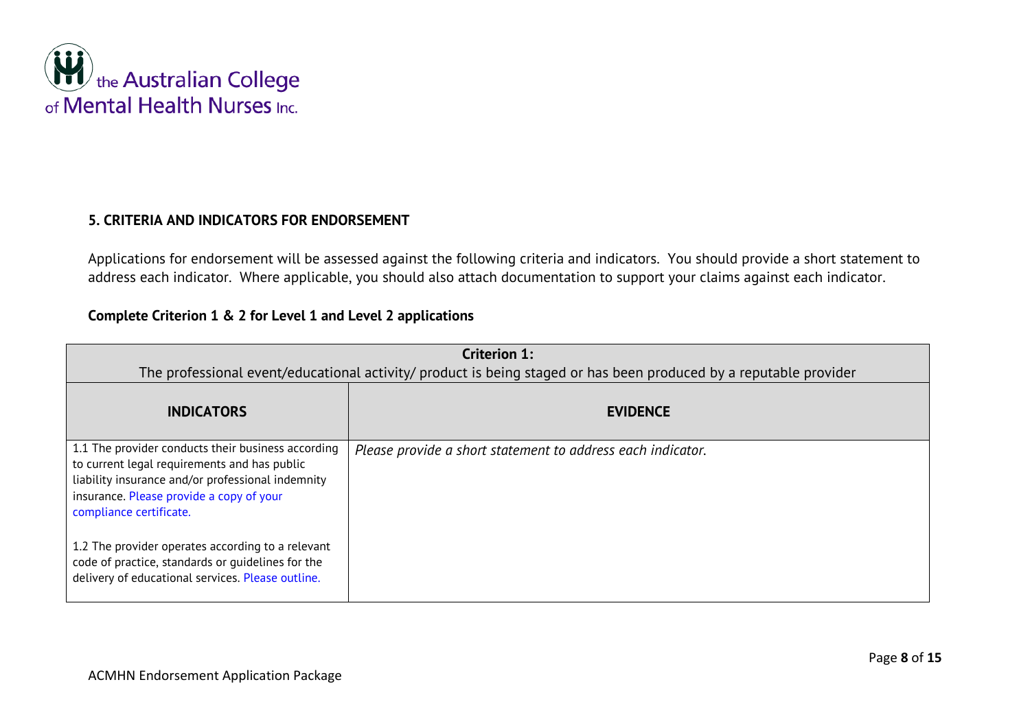## 5. CRITERIA AND INDICATORS FOR ENDORSEMENT

Applications for endorsement will be assessed against the following criteria and indicators. You should provide a short statement to address each indicator. Where applicable, you should also attach documentation to support your claims against each indicator.

**Complete Criterion 1 & 2 for Level 1 and Level 2 applications**

| **Criterion 1:** The professional event/educational activity/ product is being staged or has been produced by a reputable provider | |
|---|---|
| **INDICATORS** | **EVIDENCE** |
| 1.1 The provider conducts their business according to current legal requirements and has public liability insurance and/or professional indemnity insurance. Please provide a copy of your compliance certificate.<br><br>1.2 The provider operates according to a relevant code of practice, standards or guidelines for the delivery of educational services. Please outline. | *Please provide a short statement to address each indicator.* |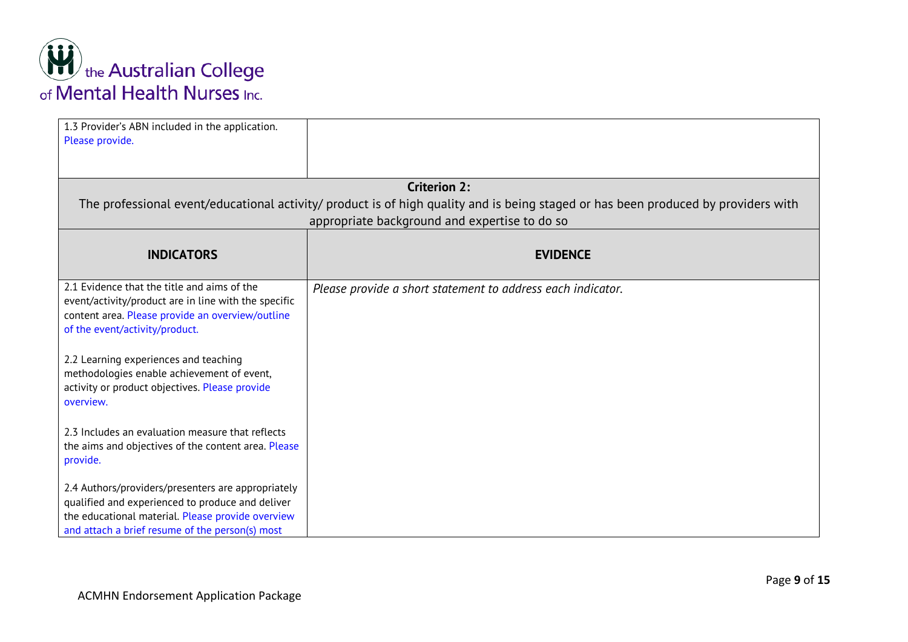| 1.3 Provider's ABN included in the application. Please provide. | |
|---|---|
| **Criterion 2:** The professional event/educational activity/ product is of high quality and is being staged or has been produced by providers with appropriate background and expertise to do so | |
| **INDICATORS** | **EVIDENCE** |
| 2.1 Evidence that the title and aims of the event/activity/product are in line with the specific content area. Please provide an overview/outline of the event/activity/product.<br><br>2.2 Learning experiences and teaching methodologies enable achievement of event, activity or product objectives. Please provide overview.<br><br>2.3 Includes an evaluation measure that reflects the aims and objectives of the content area. Please provide.<br><br>2.4 Authors/providers/presenters are appropriately qualified and experienced to produce and deliver the educational material. Please provide overview and attach a brief resume of the person(s) most | *Please provide a short statement to address each indicator.* |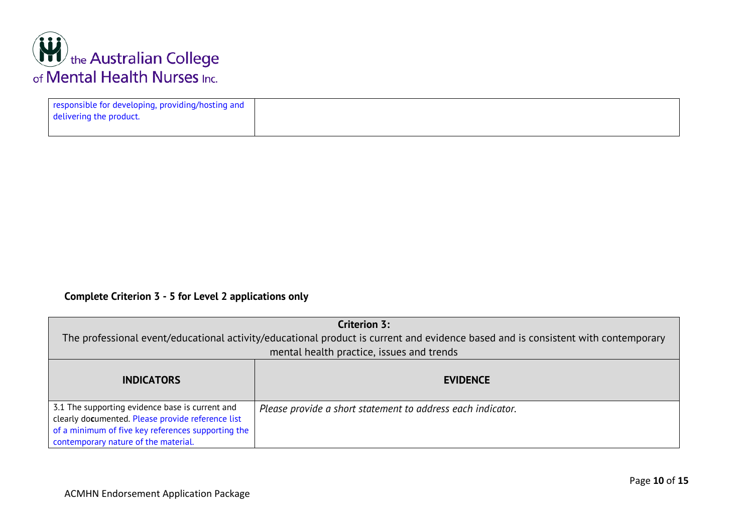| | |
|---|---|
| responsible for developing, providing/hosting and delivering the product. | |

**Complete Criterion 3 - 5 for Level 2 applications only**

| **Criterion 3:** The professional event/educational activity/educational product is current and evidence based and is consistent with contemporary mental health practice, issues and trends | |
|---|---|
| **INDICATORS** | **EVIDENCE** |
| 3.1 The supporting evidence base is current and clearly documented. Please provide reference list of a minimum of five key references supporting the contemporary nature of the material. | *Please provide a short statement to address each indicator.* |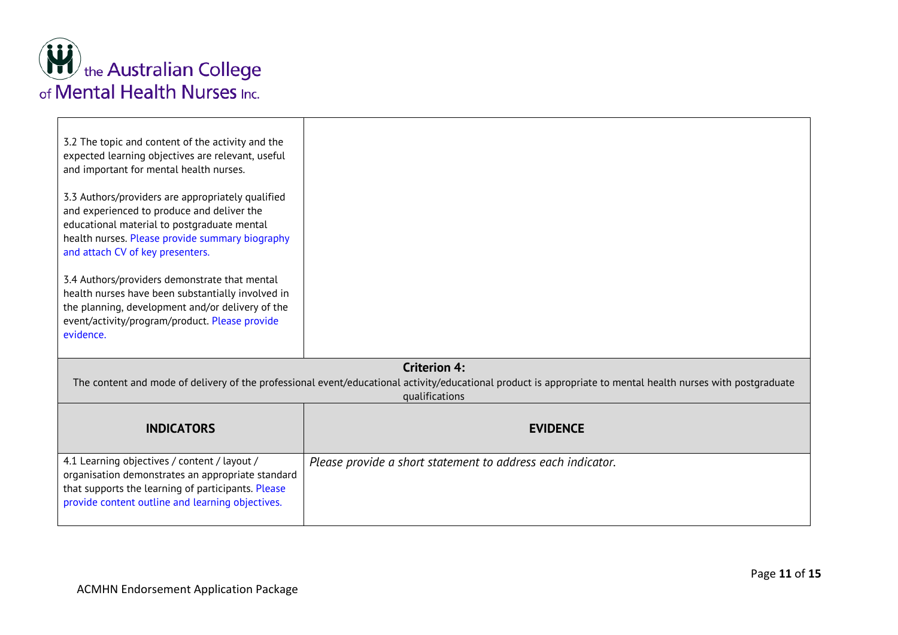| | |
|---|---|
| 3.2 The topic and content of the activity and the expected learning objectives are relevant, useful and important for mental health nurses.<br><br>3.3 Authors/providers are appropriately qualified and experienced to produce and deliver the educational material to postgraduate mental health nurses. Please provide summary biography and attach CV of key presenters.<br><br>3.4 Authors/providers demonstrate that mental health nurses have been substantially involved in the planning, development and/or delivery of the event/activity/program/product. Please provide evidence. | |

**Criterion 4:**
The content and mode of delivery of the professional event/educational activity/educational product is appropriate to mental health nurses with postgraduate qualifications

| **INDICATORS** | **EVIDENCE** |
|---|---|
| 4.1 Learning objectives / content / layout / organisation demonstrates an appropriate standard that supports the learning of participants. Please provide content outline and learning objectives. | *Please provide a short statement to address each indicator.* |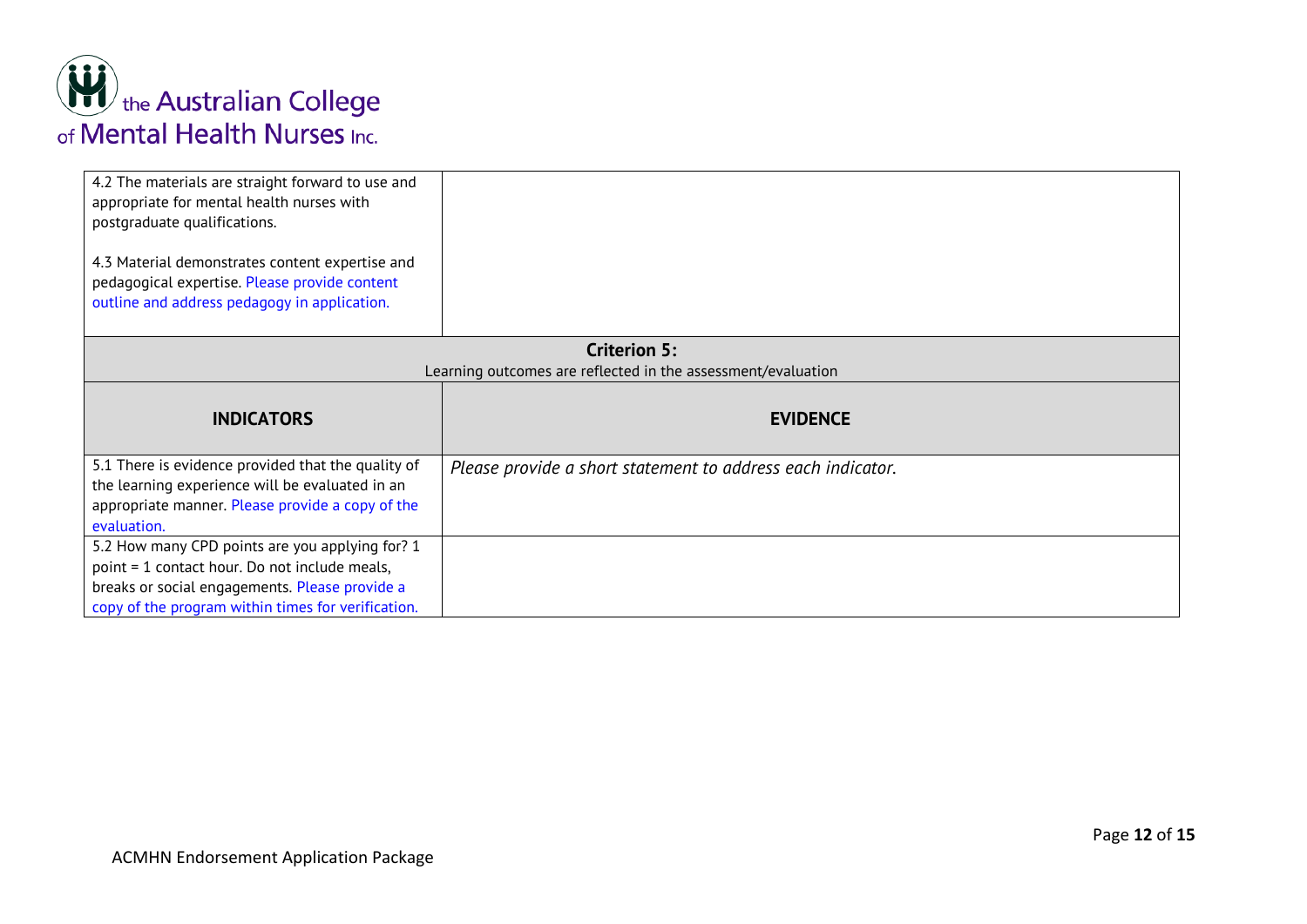| | |
|---|---|
| 4.2 The materials are straight forward to use and appropriate for mental health nurses with postgraduate qualifications.<br><br>4.3 Material demonstrates content expertise and pedagogical expertise. Please provide content outline and address pedagogy in application. | |

| **Criterion 5:**<br>Learning outcomes are reflected in the assessment/evaluation | |
|---|---|
| **INDICATORS** | **EVIDENCE** |
| 5.1 There is evidence provided that the quality of the learning experience will be evaluated in an appropriate manner. Please provide a copy of the evaluation. | *Please provide a short statement to address each indicator.* |
| 5.2 How many CPD points are you applying for? 1 point = 1 contact hour. Do not include meals, breaks or social engagements. Please provide a copy of the program within times for verification. | |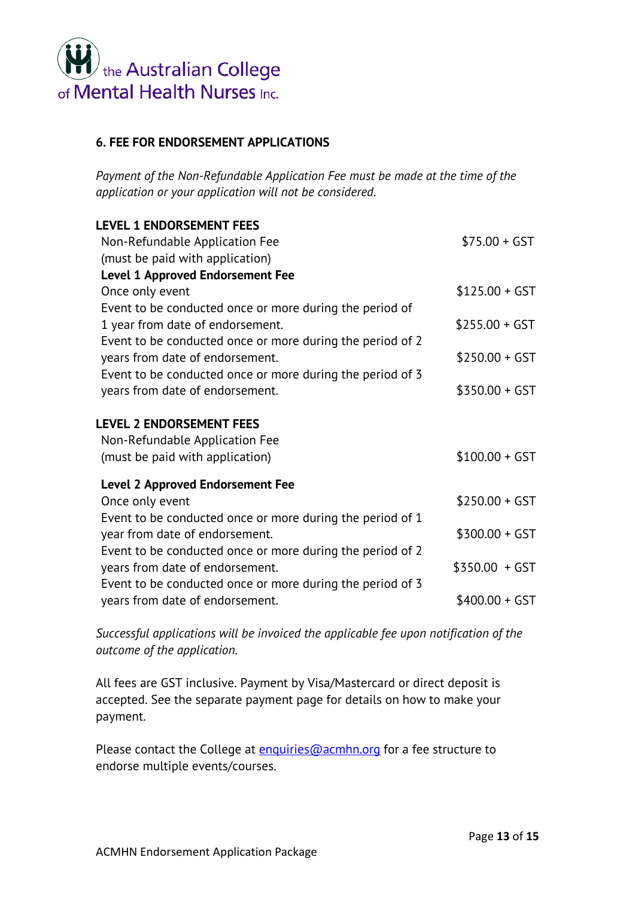the Australian College of Mental Health Nurses Inc.

## 6. FEE FOR ENDORSEMENT APPLICATIONS

*Payment of the Non-Refundable Application Fee must be made at the time of the application or your application will not be considered.*

**LEVEL 1 ENDORSEMENT FEES**

| | |
|---|---|
| Non-Refundable Application Fee (must be paid with application) | $75.00 + GST |
| **Level 1 Approved Endorsement Fee** | |
| Once only event | $125.00 + GST |
| Event to be conducted once or more during the period of 1 year from date of endorsement. | $255.00 + GST |
| Event to be conducted once or more during the period of 2 years from date of endorsement. | $250.00 + GST |
| Event to be conducted once or more during the period of 3 years from date of endorsement. | $350.00 + GST |

**LEVEL 2 ENDORSEMENT FEES**

| | |
|---|---|
| Non-Refundable Application Fee (must be paid with application) | $100.00 + GST |
| **Level 2 Approved Endorsement Fee** | |
| Once only event | $250.00 + GST |
| Event to be conducted once or more during the period of 1 year from date of endorsement. | $300.00 + GST |
| Event to be conducted once or more during the period of 2 years from date of endorsement. | $350.00 + GST |
| Event to be conducted once or more during the period of 3 years from date of endorsement. | $400.00 + GST |

*Successful applications will be invoiced the applicable fee upon notification of the outcome of the application.*

All fees are GST inclusive. Payment by Visa/Mastercard or direct deposit is accepted. See the separate payment page for details on how to make your payment.

Please contact the College at enquiries@acmhn.org for a fee structure to endorse multiple events/courses.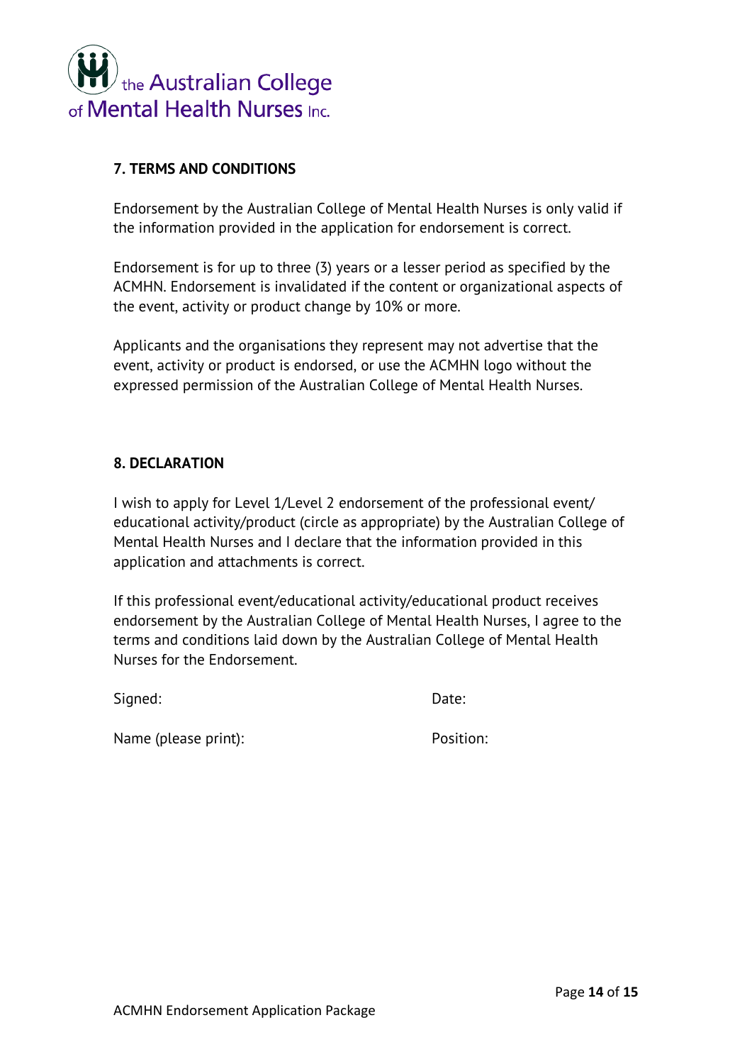## 7. TERMS AND CONDITIONS

Endorsement by the Australian College of Mental Health Nurses is only valid if the information provided in the application for endorsement is correct.

Endorsement is for up to three (3) years or a lesser period as specified by the ACMHN. Endorsement is invalidated if the content or organizational aspects of the event, activity or product change by 10% or more.

Applicants and the organisations they represent may not advertise that the event, activity or product is endorsed, or use the ACMHN logo without the expressed permission of the Australian College of Mental Health Nurses.

## 8. DECLARATION

I wish to apply for Level 1/Level 2 endorsement of the professional event/ educational activity/product (circle as appropriate) by the Australian College of Mental Health Nurses and I declare that the information provided in this application and attachments is correct.

If this professional event/educational activity/educational product receives endorsement by the Australian College of Mental Health Nurses, I agree to the terms and conditions laid down by the Australian College of Mental Health Nurses for the Endorsement.

Signed: Date:

Name (please print): Position: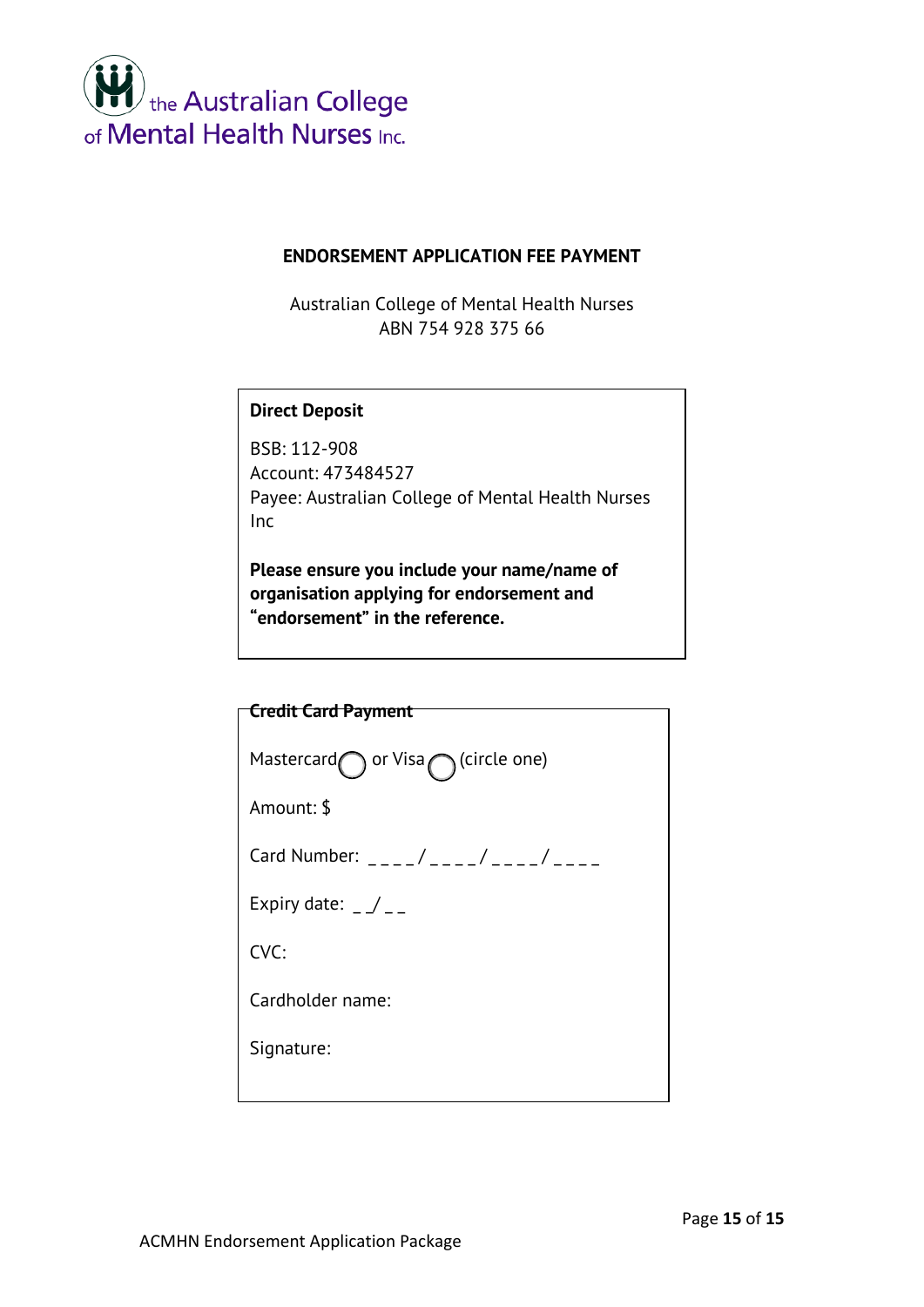the Australian College of Mental Health Nurses Inc.

## ENDORSEMENT APPLICATION FEE PAYMENT

Australian College of Mental Health Nurses
ABN 754 928 375 66

**Direct Deposit**

BSB: 112-908
Account: 473484527
Payee: Australian College of Mental Health Nurses Inc

**Please ensure you include your name/name of organisation applying for endorsement and "endorsement" in the reference.**

**Credit Card Payment**

Mastercard ◯ or Visa ◯ (circle one)

Amount: $

Card Number: _ _ _ _ / _ _ _ _ / _ _ _ _ / _ _ _ _

Expiry date: _ _/ _ _

CVC:

Cardholder name:

Signature: